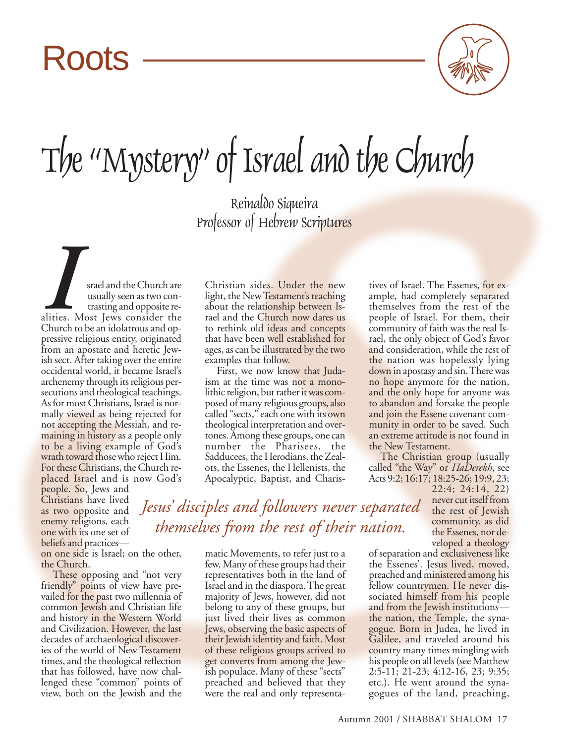Roots

# The "Mystery" of Israel and the Church

Reinaldo Siqueira
Professor of Hebrew Scriptures

Israel and the Church are usually seen as two contrasting and opposite realities. Most Jews consider the Church to be an idolatrous and oppressive religious entity, originated from an apostate and heretic Jewish sect. After taking over the entire occidental world, it became Israel's archenemy through its religious persecutions and theological teachings. As for most Christians, Israel is normally viewed as being rejected for not accepting the Messiah, and remaining in history as a people only to be a living example of God's wrath toward those who reject Him. For these Christians, the Church replaced Israel and is now God's people. So, Jews and Christians have lived as two opposite and enemy religions, each one with its one set of beliefs and practices—on one side is Israel; on the other, the Church.

These opposing and "not very friendly" points of view have prevailed for the past two millennia of common Jewish and Christian life and history in the Western World and Civilization. However, the last decades of archaeological discoveries of the world of New Testament times, and the theological reflection that has followed, have now challenged these "common" points of view, both on the Jewish and the Christian sides. Under the new light, the New Testament's teaching about the relationship between Israel and the Church now dares us to rethink old ideas and concepts that have been well established for ages, as can be illustrated by the two examples that follow.

First, we now know that Judaism at the time was not a monolithic religion, but rather it was composed of many religious groups, also called "sects," each one with its own theological interpretation and overtones. Among these groups, one can number the Pharisees, the Sadducees, the Herodians, the Zealots, the Essenes, the Hellenists, the Apocalyptic, Baptist, and Charismatic Movements, to refer just to a few. Many of these groups had their representatives both in the land of Israel and in the diaspora. The great majority of Jews, however, did not belong to any of these groups, but just lived their lives as common Jews, observing the basic aspects of their Jewish identity and faith. Most of these religious groups strived to get converts from among the Jewish populace. Many of these "sects" preached and believed that they were the real and only representatives of Israel. The Essenes, for example, had completely separated themselves from the rest of the people of Israel. For them, their community of faith was the real Israel, the only object of God's favor and consideration, while the rest of the nation was hopelessly lying down in apostasy and sin. There was no hope anymore for the nation, and the only hope for anyone was to abandon and forsake the people and join the Essene covenant community in order to be saved. Such an extreme attitude is not found in the New Testament.

*Jesus' disciples and followers never separated themselves from the rest of their nation.*

The Christian group (usually called "the Way" or *HaDerekh*, see Acts 9:2; 16:17; 18:25-26; 19:9, 23; 22:4; 24:14, 22) never cut itself from the rest of Jewish community, as did the Essenes, nor developed a theology of separation and exclusiveness like the Essenes'. Jesus lived, moved, preached and ministered among his fellow countrymen. He never dissociated himself from his people and from the Jewish institutions—the nation, the Temple, the synagogue. Born in Judea, he lived in Galilee, and traveled around his country many times mingling with his people on all levels (see Matthew 2:5-11; 21-23; 4:12-16, 23; 9:35; etc.). He went around the synagogues of the land, preaching,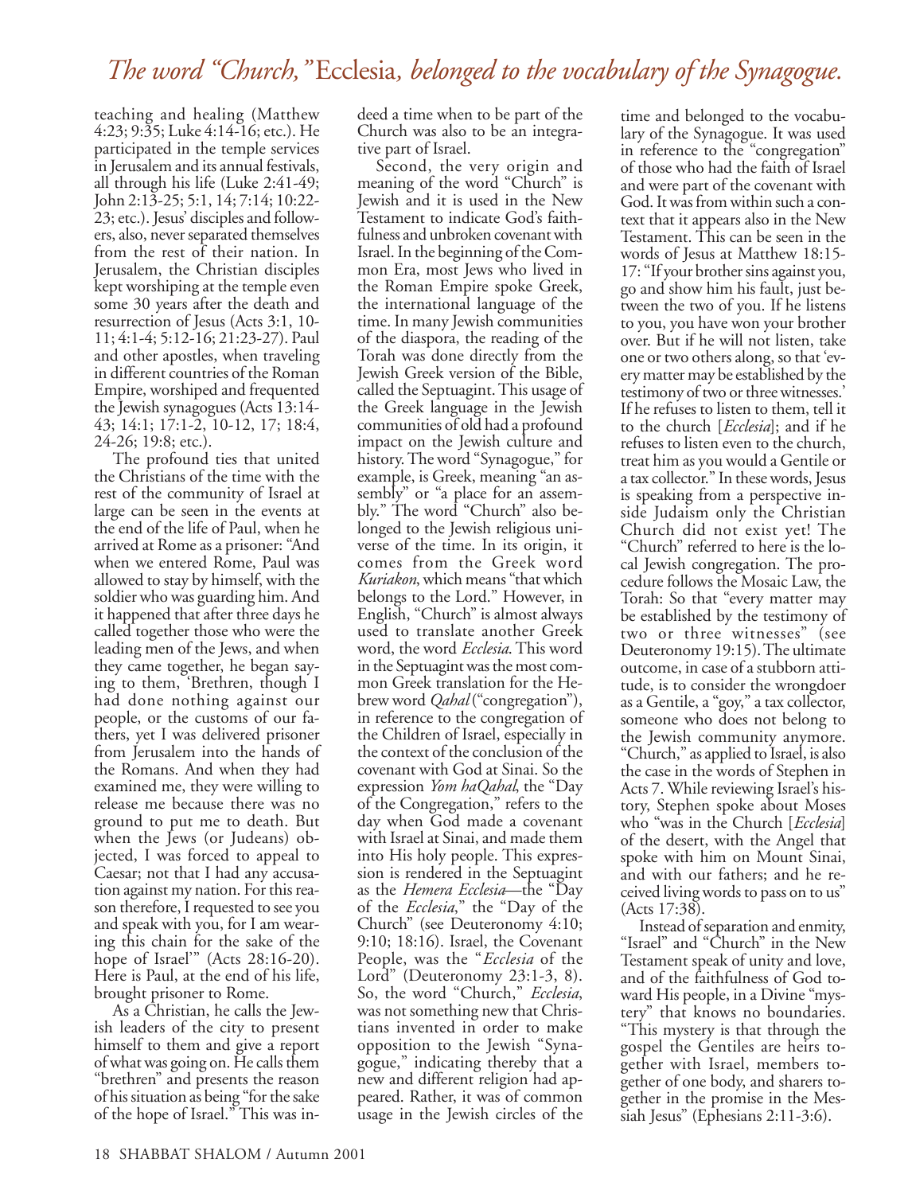*The word "Church," Ecclesia, belonged to the vocabulary of the Synagogue.*

teaching and healing (Matthew 4:23; 9:35; Luke 4:14-16; etc.). He participated in the temple services in Jerusalem and its annual festivals, all through his life (Luke 2:41-49; John 2:13-25; 5:1, 14; 7:14; 10:22-23; etc.). Jesus' disciples and followers, also, never separated themselves from the rest of their nation. In Jerusalem, the Christian disciples kept worshiping at the temple even some 30 years after the death and resurrection of Jesus (Acts 3:1, 10-11; 4:1-4; 5:12-16; 21:23-27). Paul and other apostles, when traveling in different countries of the Roman Empire, worshiped and frequented the Jewish synagogues (Acts 13:14-43; 14:1; 17:1-2, 10-12, 17; 18:4, 24-26; 19:8; etc.).

The profound ties that united the Christians of the time with the rest of the community of Israel at large can be seen in the events at the end of the life of Paul, when he arrived at Rome as a prisoner: "And when we entered Rome, Paul was allowed to stay by himself, with the soldier who was guarding him. And it happened that after three days he called together those who were the leading men of the Jews, and when they came together, he began saying to them, 'Brethren, though I had done nothing against our people, or the customs of our fathers, yet I was delivered prisoner from Jerusalem into the hands of the Romans. And when they had examined me, they were willing to release me because there was no ground to put me to death. But when the Jews (or Judeans) objected, I was forced to appeal to Caesar; not that I had any accusation against my nation. For this reason therefore, I requested to see you and speak with you, for I am wearing this chain for the sake of the hope of Israel'" (Acts 28:16-20). Here is Paul, at the end of his life, brought prisoner to Rome.

As a Christian, he calls the Jewish leaders of the city to present himself to them and give a report of what was going on. He calls them "brethren" and presents the reason of his situation as being "for the sake of the hope of Israel." This was indeed a time when to be part of the Church was also to be an integrative part of Israel.

Second, the very origin and meaning of the word "Church" is Jewish and it is used in the New Testament to indicate God's faithfulness and unbroken covenant with Israel. In the beginning of the Common Era, most Jews who lived in the Roman Empire spoke Greek, the international language of the time. In many Jewish communities of the diaspora, the reading of the Torah was done directly from the Jewish Greek version of the Bible, called the Septuagint. This usage of the Greek language in the Jewish communities of old had a profound impact on the Jewish culture and history. The word "Synagogue," for example, is Greek, meaning "an assembly" or "a place for an assembly." The word "Church" also belonged to the Jewish religious universe of the time. In its origin, it comes from the Greek word *Kuriakon*, which means "that which belongs to the Lord." However, in English, "Church" is almost always used to translate another Greek word, the word *Ecclesia*. This word in the Septuagint was the most common Greek translation for the Hebrew word *Qahal* ("congregation"), in reference to the congregation of the Children of Israel, especially in the context of the conclusion of the covenant with God at Sinai. So the expression *Yom haQahal*, the "Day of the Congregation," refers to the day when God made a covenant with Israel at Sinai, and made them into His holy people. This expression is rendered in the Septuagint as the *Hemera Ecclesia*—the "Day of the *Ecclesia*," the "Day of the Church" (see Deuteronomy 4:10; 9:10; 18:16). Israel, the Covenant People, was the "*Ecclesia* of the Lord" (Deuteronomy 23:1-3, 8). So, the word "Church," *Ecclesia*, was not something new that Christians invented in order to make opposition to the Jewish "Synagogue," indicating thereby that a new and different religion had appeared. Rather, it was of common usage in the Jewish circles of the time and belonged to the vocabulary of the Synagogue. It was used in reference to the "congregation" of those who had the faith of Israel and were part of the covenant with God. It was from within such a context that it appears also in the New Testament. This can be seen in the words of Jesus at Matthew 18:15-17: "If your brother sins against you, go and show him his fault, just between the two of you. If he listens to you, you have won your brother over. But if he will not listen, take one or two others along, so that 'every matter may be established by the testimony of two or three witnesses.' If he refuses to listen to them, tell it to the church [*Ecclesia*]; and if he refuses to listen even to the church, treat him as you would a Gentile or a tax collector." In these words, Jesus is speaking from a perspective inside Judaism only the Christian Church did not exist yet! The "Church" referred to here is the local Jewish congregation. The procedure follows the Mosaic Law, the Torah: So that "every matter may be established by the testimony of two or three witnesses" (see Deuteronomy 19:15). The ultimate outcome, in case of a stubborn attitude, is to consider the wrongdoer as a Gentile, a "goy," a tax collector, someone who does not belong to the Jewish community anymore. "Church," as applied to Israel, is also the case in the words of Stephen in Acts 7. While reviewing Israel's history, Stephen spoke about Moses who "was in the Church [*Ecclesia*] of the desert, with the Angel that spoke with him on Mount Sinai, and with our fathers; and he received living words to pass on to us" (Acts 17:38).

Instead of separation and enmity, "Israel" and "Church" in the New Testament speak of unity and love, and of the faithfulness of God toward His people, in a Divine "mystery" that knows no boundaries. "This mystery is that through the gospel the Gentiles are heirs together with Israel, members together of one body, and sharers together in the promise in the Messiah Jesus" (Ephesians 2:11-3:6).